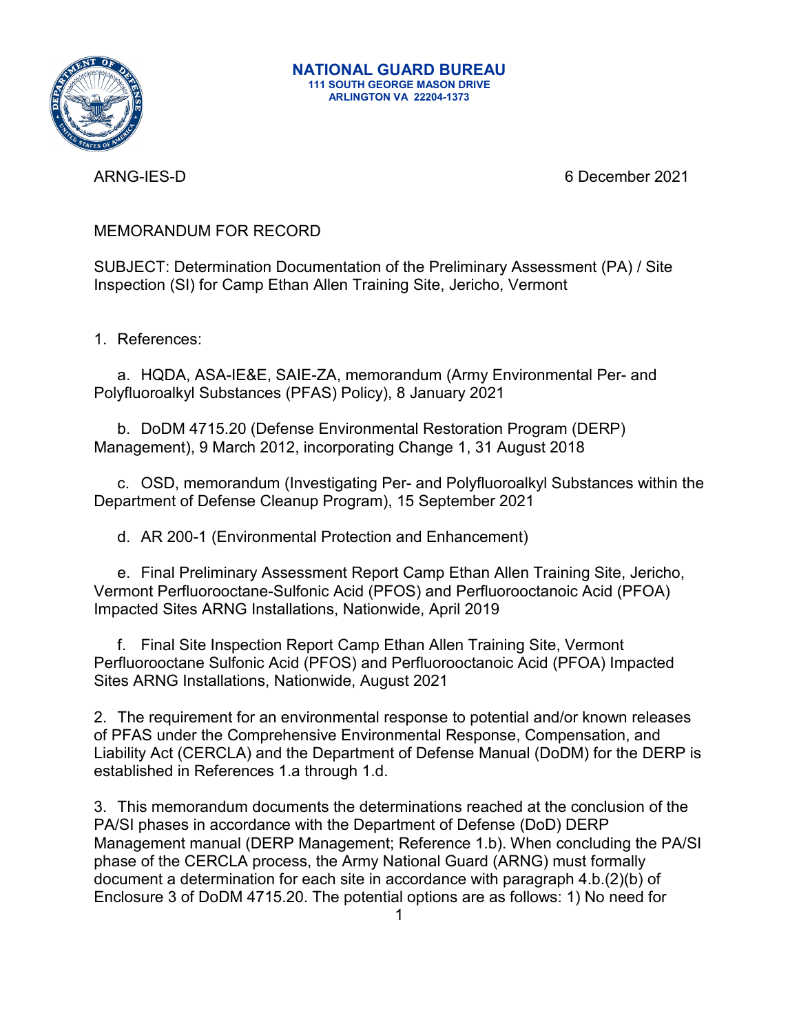**NATIONAL GUARD BUREAU**
**111 SOUTH GEORGE MASON DRIVE**
**ARLINGTON VA 22204-1373**

ARNG-IES-D 6 December 2021

MEMORANDUM FOR RECORD

SUBJECT: Determination Documentation of the Preliminary Assessment (PA) / Site Inspection (SI) for Camp Ethan Allen Training Site, Jericho, Vermont

1. References:

   a. HQDA, ASA-IE&E, SAIE-ZA, memorandum (Army Environmental Per- and Polyfluoroalkyl Substances (PFAS) Policy), 8 January 2021

   b. DoDM 4715.20 (Defense Environmental Restoration Program (DERP) Management), 9 March 2012, incorporating Change 1, 31 August 2018

   c. OSD, memorandum (Investigating Per- and Polyfluoroalkyl Substances within the Department of Defense Cleanup Program), 15 September 2021

   d. AR 200-1 (Environmental Protection and Enhancement)

   e. Final Preliminary Assessment Report Camp Ethan Allen Training Site, Jericho, Vermont Perfluorooctane-Sulfonic Acid (PFOS) and Perfluorooctanoic Acid (PFOA) Impacted Sites ARNG Installations, Nationwide, April 2019

   f. Final Site Inspection Report Camp Ethan Allen Training Site, Vermont Perfluorooctane Sulfonic Acid (PFOS) and Perfluorooctanoic Acid (PFOA) Impacted Sites ARNG Installations, Nationwide, August 2021

2. The requirement for an environmental response to potential and/or known releases of PFAS under the Comprehensive Environmental Response, Compensation, and Liability Act (CERCLA) and the Department of Defense Manual (DoDM) for the DERP is established in References 1.a through 1.d.

3. This memorandum documents the determinations reached at the conclusion of the PA/SI phases in accordance with the Department of Defense (DoD) DERP Management manual (DERP Management; Reference 1.b). When concluding the PA/SI phase of the CERCLA process, the Army National Guard (ARNG) must formally document a determination for each site in accordance with paragraph 4.b.(2)(b) of Enclosure 3 of DoDM 4715.20. The potential options are as follows: 1) No need for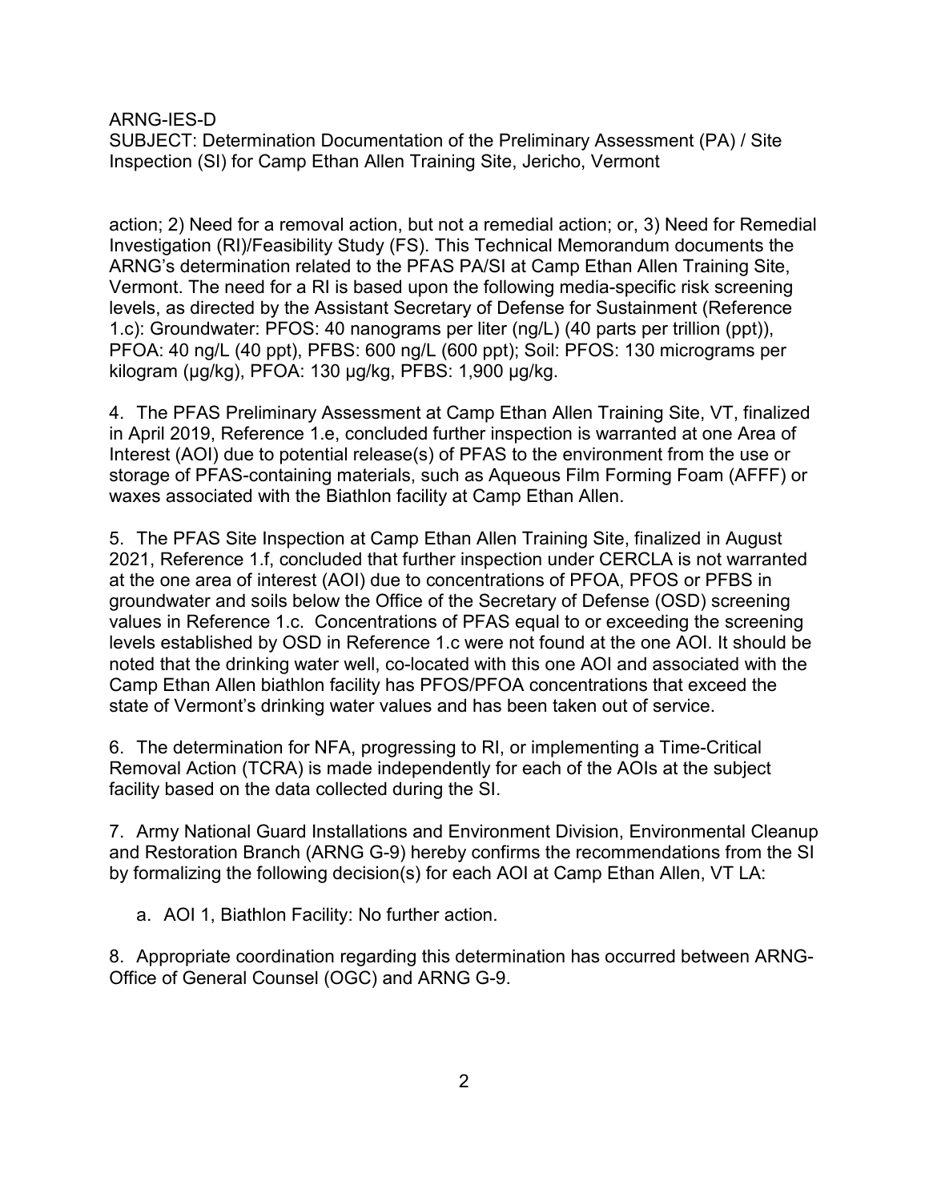action; 2) Need for a removal action, but not a remedial action; or, 3) Need for Remedial Investigation (RI)/Feasibility Study (FS). This Technical Memorandum documents the ARNG's determination related to the PFAS PA/SI at Camp Ethan Allen Training Site, Vermont. The need for a RI is based upon the following media-specific risk screening levels, as directed by the Assistant Secretary of Defense for Sustainment (Reference 1.c): Groundwater: PFOS: 40 nanograms per liter (ng/L) (40 parts per trillion (ppt)), PFOA: 40 ng/L (40 ppt), PFBS: 600 ng/L (600 ppt); Soil: PFOS: 130 micrograms per kilogram (µg/kg), PFOA: 130 µg/kg, PFBS: 1,900 µg/kg.

4. The PFAS Preliminary Assessment at Camp Ethan Allen Training Site, VT, finalized in April 2019, Reference 1.e, concluded further inspection is warranted at one Area of Interest (AOI) due to potential release(s) of PFAS to the environment from the use or storage of PFAS-containing materials, such as Aqueous Film Forming Foam (AFFF) or waxes associated with the Biathlon facility at Camp Ethan Allen.

5. The PFAS Site Inspection at Camp Ethan Allen Training Site, finalized in August 2021, Reference 1.f, concluded that further inspection under CERCLA is not warranted at the one area of interest (AOI) due to concentrations of PFOA, PFOS or PFBS in groundwater and soils below the Office of the Secretary of Defense (OSD) screening values in Reference 1.c. Concentrations of PFAS equal to or exceeding the screening levels established by OSD in Reference 1.c were not found at the one AOI. It should be noted that the drinking water well, co-located with this one AOI and associated with the Camp Ethan Allen biathlon facility has PFOS/PFOA concentrations that exceed the state of Vermont's drinking water values and has been taken out of service.

6. The determination for NFA, progressing to RI, or implementing a Time-Critical Removal Action (TCRA) is made independently for each of the AOIs at the subject facility based on the data collected during the SI.

7. Army National Guard Installations and Environment Division, Environmental Cleanup and Restoration Branch (ARNG G-9) hereby confirms the recommendations from the SI by formalizing the following decision(s) for each AOI at Camp Ethan Allen, VT LA:

a. AOI 1, Biathlon Facility: No further action.

8. Appropriate coordination regarding this determination has occurred between ARNG-Office of General Counsel (OGC) and ARNG G-9.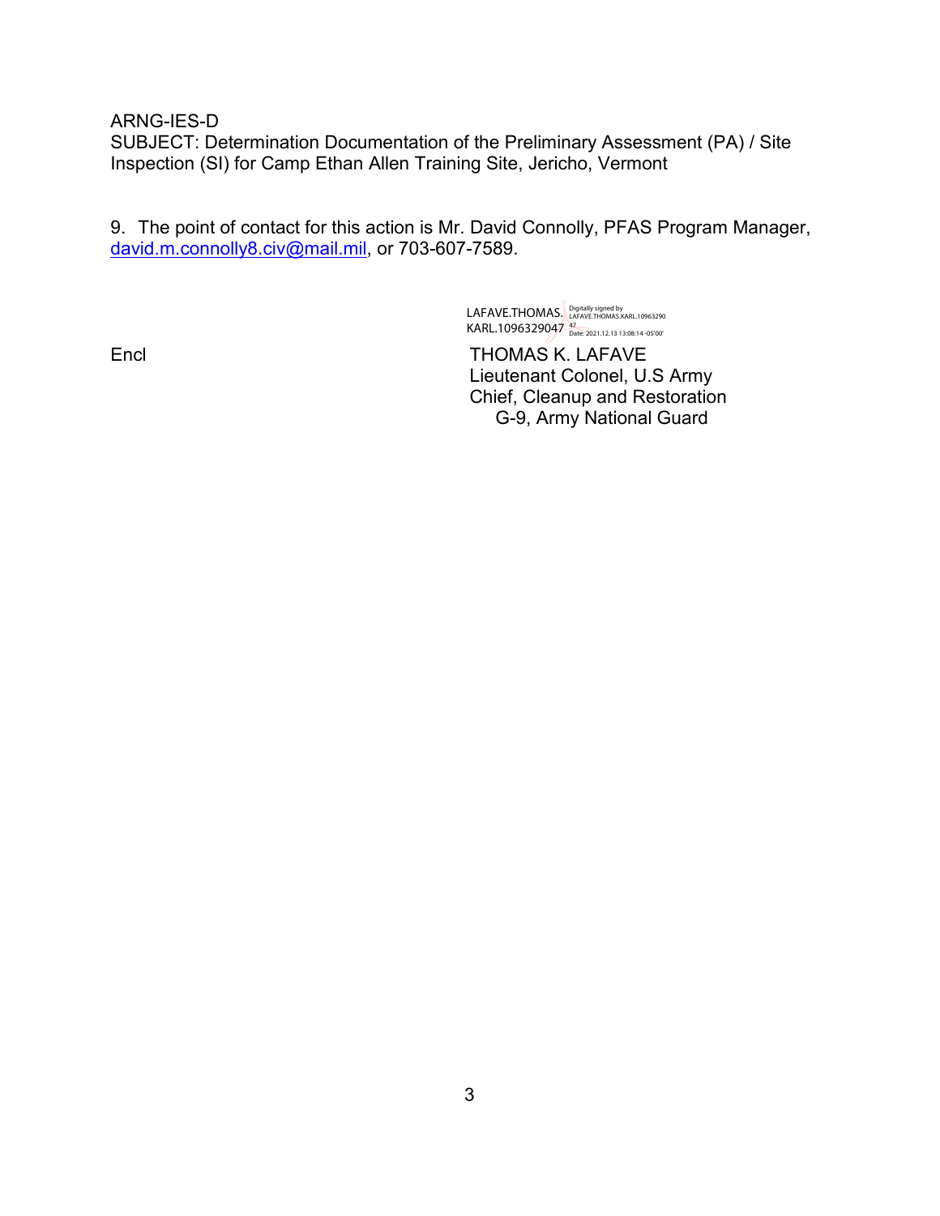ARNG-IES-D
SUBJECT: Determination Documentation of the Preliminary Assessment (PA) / Site Inspection (SI) for Camp Ethan Allen Training Site, Jericho, Vermont

9. The point of contact for this action is Mr. David Connolly, PFAS Program Manager, david.m.connolly8.civ@mail.mil, or 703-607-7589.

LAFAVE.THOMAS.KARL.1096329047 Digitally signed by LAFAVE.THOMAS.KARL.1096329047 Date: 2021.12.13 13:08:14 -05'00'

Encl

THOMAS K. LAFAVE
Lieutenant Colonel, U.S Army
Chief, Cleanup and Restoration
G-9, Army National Guard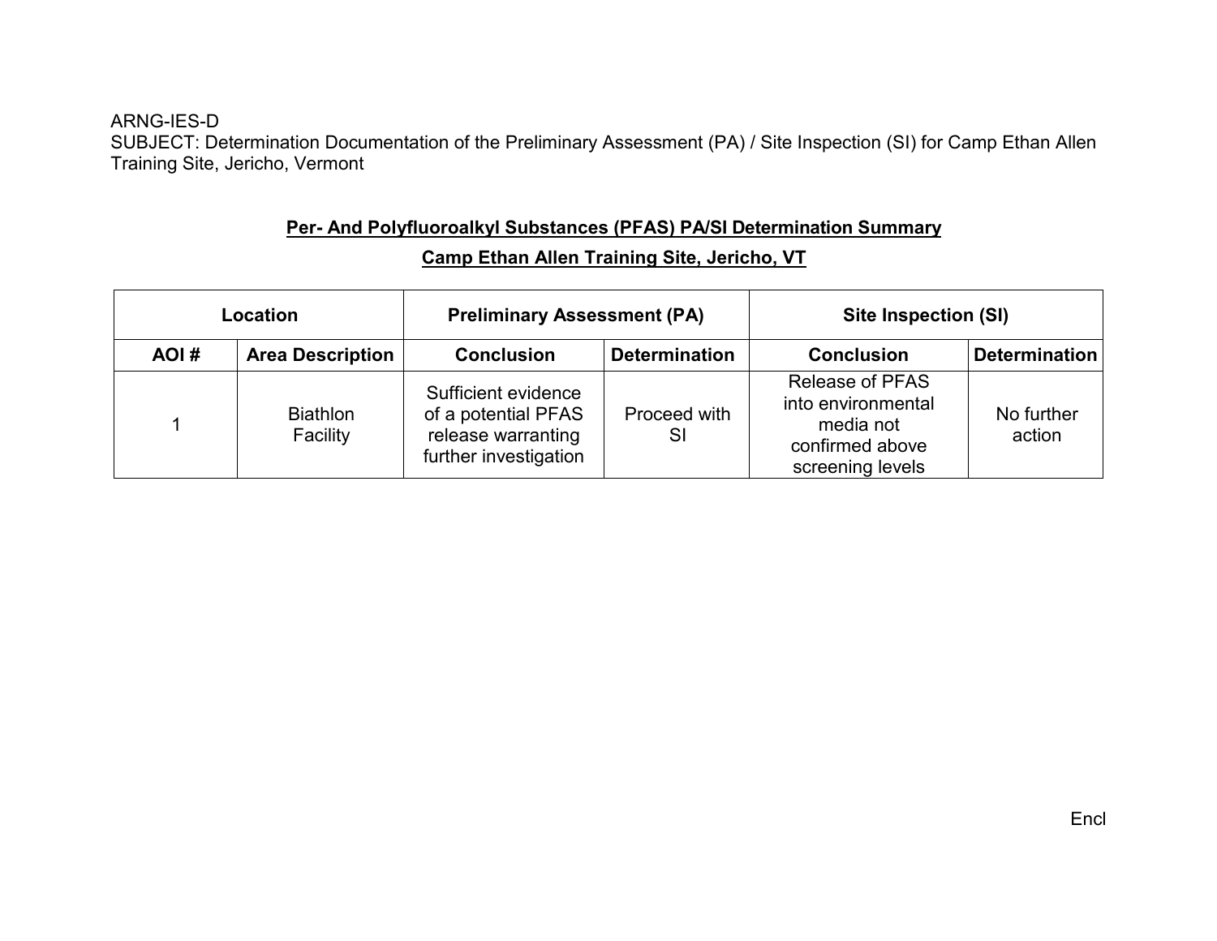ARNG-IES-D
SUBJECT: Determination Documentation of the Preliminary Assessment (PA) / Site Inspection (SI) for Camp Ethan Allen Training Site, Jericho, Vermont

**Per- And Polyfluoroalkyl Substances (PFAS) PA/SI Determination Summary**

**Camp Ethan Allen Training Site, Jericho, VT**

| Location | | Preliminary Assessment (PA) | | Site Inspection (SI) | |
|---|---|---|---|---|---|
| **AOI #** | **Area Description** | **Conclusion** | **Determination** | **Conclusion** | **Determination** |
| 1 | Biathlon Facility | Sufficient evidence of a potential PFAS release warranting further investigation | Proceed with SI | Release of PFAS into environmental media not confirmed above screening levels | No further action |

Encl